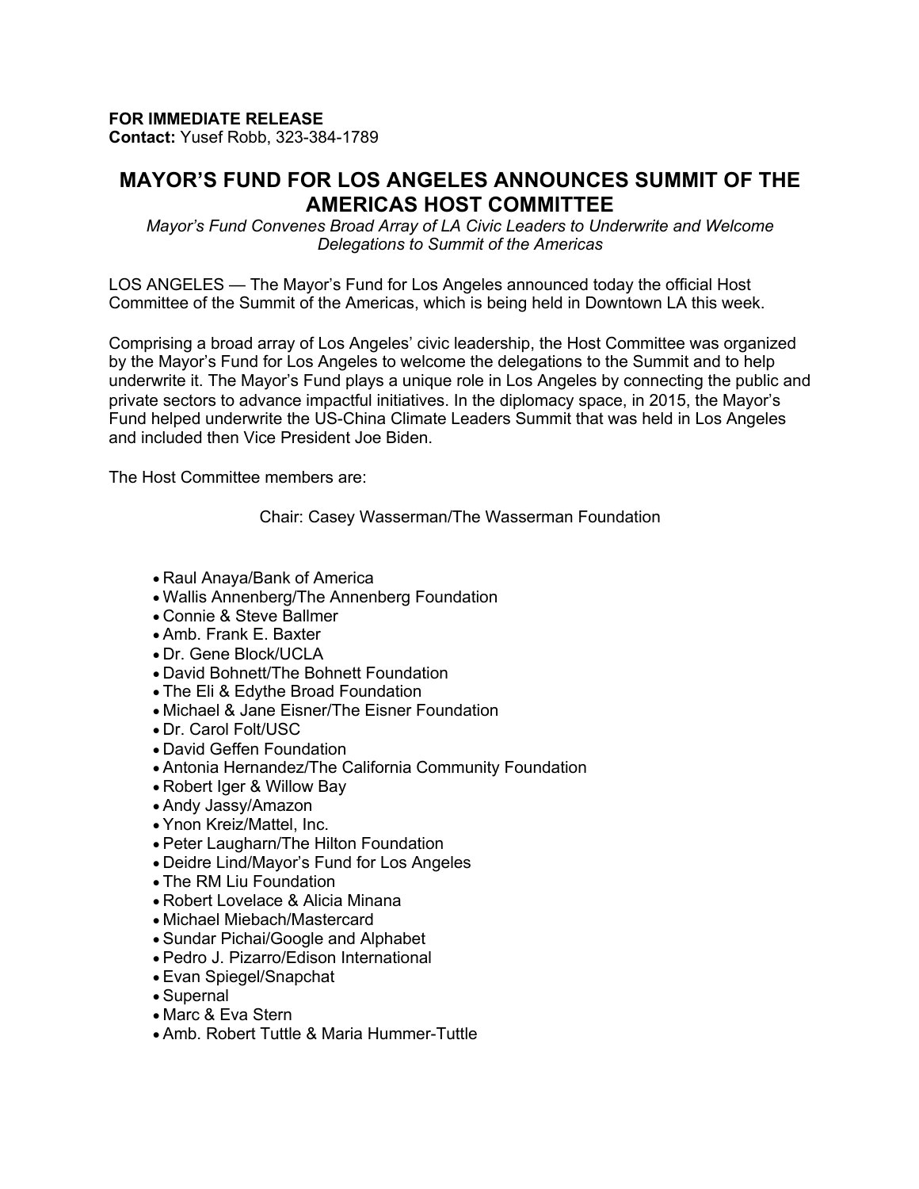**FOR IMMEDIATE RELEASE**
**Contact:** Yusef Robb, 323-384-1789

# MAYOR'S FUND FOR LOS ANGELES ANNOUNCES SUMMIT OF THE AMERICAS HOST COMMITTEE

*Mayor's Fund Convenes Broad Array of LA Civic Leaders to Underwrite and Welcome Delegations to Summit of the Americas*

LOS ANGELES — The Mayor's Fund for Los Angeles announced today the official Host Committee of the Summit of the Americas, which is being held in Downtown LA this week.

Comprising a broad array of Los Angeles' civic leadership, the Host Committee was organized by the Mayor's Fund for Los Angeles to welcome the delegations to the Summit and to help underwrite it. The Mayor's Fund plays a unique role in Los Angeles by connecting the public and private sectors to advance impactful initiatives. In the diplomacy space, in 2015, the Mayor's Fund helped underwrite the US-China Climate Leaders Summit that was held in Los Angeles and included then Vice President Joe Biden.

The Host Committee members are:

Chair: Casey Wasserman/The Wasserman Foundation

- Raul Anaya/Bank of America
- Wallis Annenberg/The Annenberg Foundation
- Connie & Steve Ballmer
- Amb. Frank E. Baxter
- Dr. Gene Block/UCLA
- David Bohnett/The Bohnett Foundation
- The Eli & Edythe Broad Foundation
- Michael & Jane Eisner/The Eisner Foundation
- Dr. Carol Folt/USC
- David Geffen Foundation
- Antonia Hernandez/The California Community Foundation
- Robert Iger & Willow Bay
- Andy Jassy/Amazon
- Ynon Kreiz/Mattel, Inc.
- Peter Laugharn/The Hilton Foundation
- Deidre Lind/Mayor's Fund for Los Angeles
- The RM Liu Foundation
- Robert Lovelace & Alicia Minana
- Michael Miebach/Mastercard
- Sundar Pichai/Google and Alphabet
- Pedro J. Pizarro/Edison International
- Evan Spiegel/Snapchat
- Supernal
- Marc & Eva Stern
- Amb. Robert Tuttle & Maria Hummer-Tuttle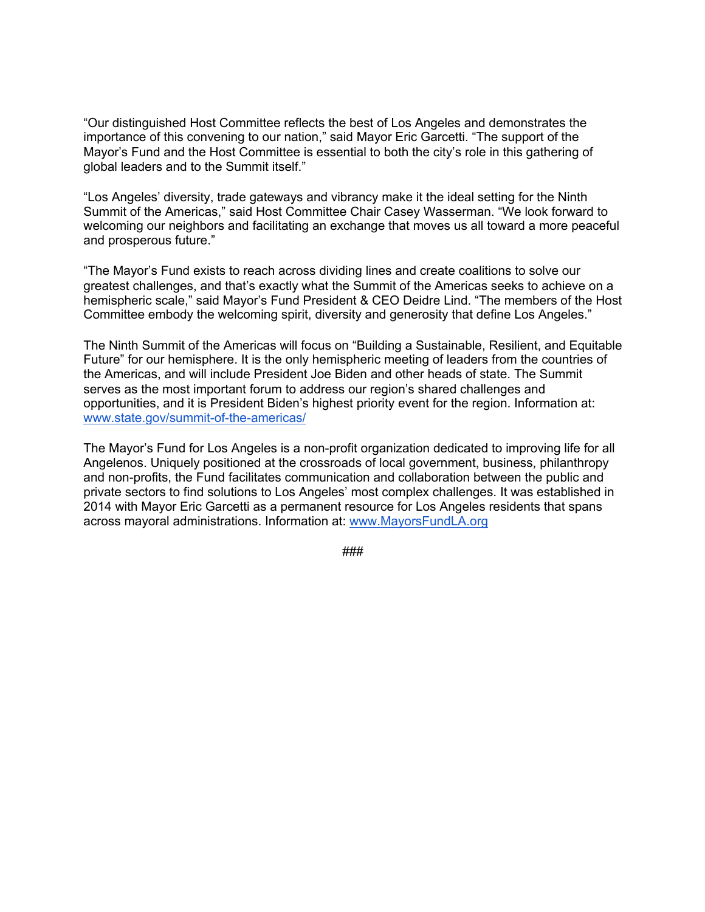"Our distinguished Host Committee reflects the best of Los Angeles and demonstrates the importance of this convening to our nation," said Mayor Eric Garcetti. "The support of the Mayor's Fund and the Host Committee is essential to both the city's role in this gathering of global leaders and to the Summit itself."

"Los Angeles' diversity, trade gateways and vibrancy make it the ideal setting for the Ninth Summit of the Americas," said Host Committee Chair Casey Wasserman. "We look forward to welcoming our neighbors and facilitating an exchange that moves us all toward a more peaceful and prosperous future."

"The Mayor's Fund exists to reach across dividing lines and create coalitions to solve our greatest challenges, and that's exactly what the Summit of the Americas seeks to achieve on a hemispheric scale," said Mayor's Fund President & CEO Deidre Lind. "The members of the Host Committee embody the welcoming spirit, diversity and generosity that define Los Angeles."

The Ninth Summit of the Americas will focus on "Building a Sustainable, Resilient, and Equitable Future" for our hemisphere. It is the only hemispheric meeting of leaders from the countries of the Americas, and will include President Joe Biden and other heads of state. The Summit serves as the most important forum to address our region's shared challenges and opportunities, and it is President Biden's highest priority event for the region. Information at: [www.state.gov/summit-of-the-americas/](www.state.gov/summit-of-the-americas/)

The Mayor's Fund for Los Angeles is a non-profit organization dedicated to improving life for all Angelenos. Uniquely positioned at the crossroads of local government, business, philanthropy and non-profits, the Fund facilitates communication and collaboration between the public and private sectors to find solutions to Los Angeles' most complex challenges. It was established in 2014 with Mayor Eric Garcetti as a permanent resource for Los Angeles residents that spans across mayoral administrations. Information at: [www.MayorsFundLA.org](www.MayorsFundLA.org)

###